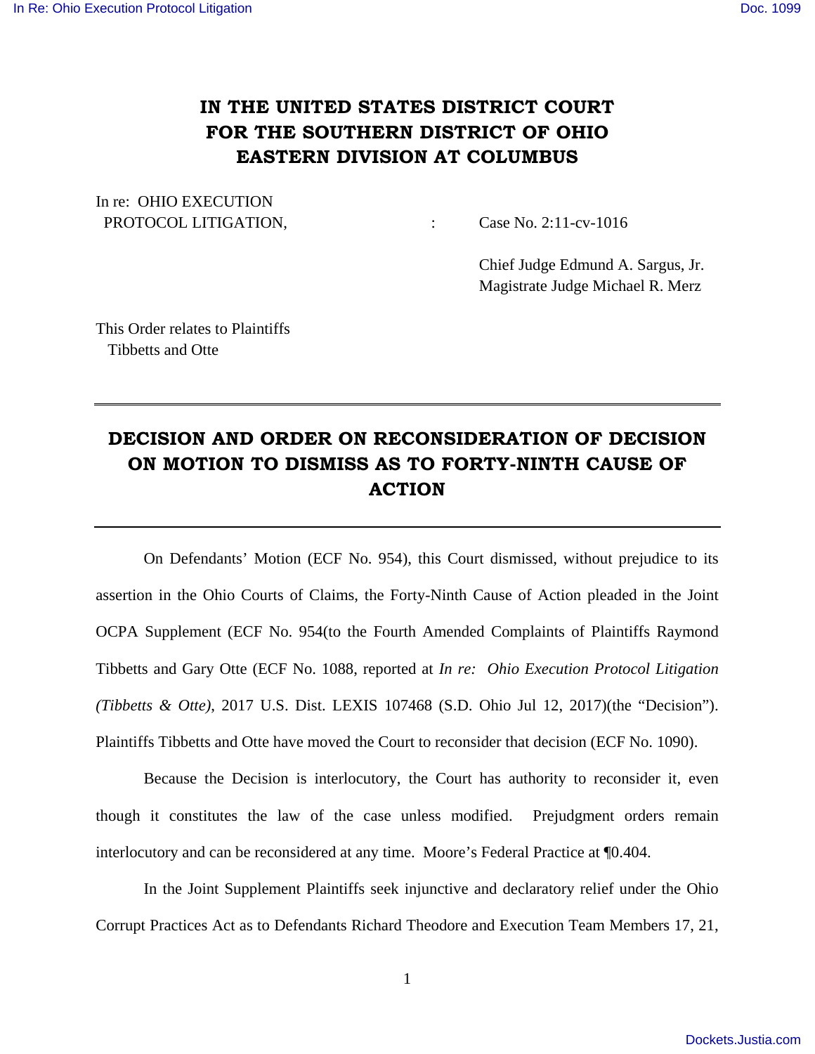# IN THE UNITED STATES DISTRICT COURT FOR THE SOUTHERN DISTRICT OF OHIO EASTERN DIVISION AT COLUMBUS

In re: OHIO EXECUTION PROTOCOL LITIGATION, : Case No. 2:11-cv-1016

Chief Judge Edmund A. Sargus, Jr.
Magistrate Judge Michael R. Merz

This Order relates to Plaintiffs Tibbetts and Otte

---

## DECISION AND ORDER ON RECONSIDERATION OF DECISION ON MOTION TO DISMISS AS TO FORTY-NINTH CAUSE OF ACTION

---

On Defendants' Motion (ECF No. 954), this Court dismissed, without prejudice to its assertion in the Ohio Courts of Claims, the Forty-Ninth Cause of Action pleaded in the Joint OCPA Supplement (ECF No. 954(to the Fourth Amended Complaints of Plaintiffs Raymond Tibbetts and Gary Otte (ECF No. 1088, reported at *In re: Ohio Execution Protocol Litigation (Tibbetts & Otte)*, 2017 U.S. Dist. LEXIS 107468 (S.D. Ohio Jul 12, 2017)(the "Decision"). Plaintiffs Tibbetts and Otte have moved the Court to reconsider that decision (ECF No. 1090).

Because the Decision is interlocutory, the Court has authority to reconsider it, even though it constitutes the law of the case unless modified. Prejudgment orders remain interlocutory and can be reconsidered at any time. Moore's Federal Practice at ¶0.404.

In the Joint Supplement Plaintiffs seek injunctive and declaratory relief under the Ohio Corrupt Practices Act as to Defendants Richard Theodore and Execution Team Members 17, 21,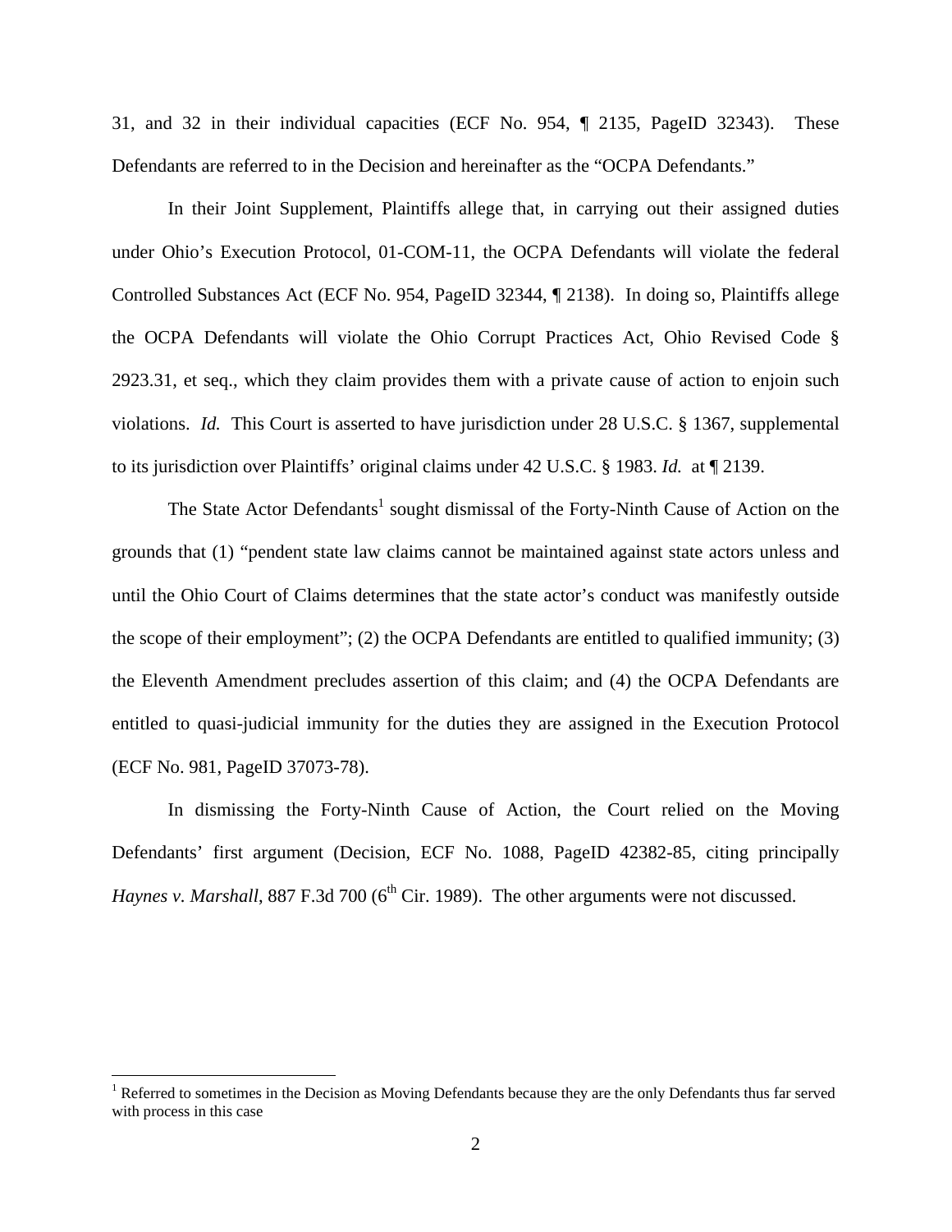31, and 32 in their individual capacities (ECF No. 954, ¶ 2135, PageID 32343). These Defendants are referred to in the Decision and hereinafter as the "OCPA Defendants."

In their Joint Supplement, Plaintiffs allege that, in carrying out their assigned duties under Ohio's Execution Protocol, 01-COM-11, the OCPA Defendants will violate the federal Controlled Substances Act (ECF No. 954, PageID 32344, ¶ 2138). In doing so, Plaintiffs allege the OCPA Defendants will violate the Ohio Corrupt Practices Act, Ohio Revised Code § 2923.31, et seq., which they claim provides them with a private cause of action to enjoin such violations. *Id.* This Court is asserted to have jurisdiction under 28 U.S.C. § 1367, supplemental to its jurisdiction over Plaintiffs' original claims under 42 U.S.C. § 1983. *Id.* at ¶ 2139.

The State Actor Defendants[1] sought dismissal of the Forty-Ninth Cause of Action on the grounds that (1) "pendent state law claims cannot be maintained against state actors unless and until the Ohio Court of Claims determines that the state actor's conduct was manifestly outside the scope of their employment"; (2) the OCPA Defendants are entitled to qualified immunity; (3) the Eleventh Amendment precludes assertion of this claim; and (4) the OCPA Defendants are entitled to quasi-judicial immunity for the duties they are assigned in the Execution Protocol (ECF No. 981, PageID 37073-78).

In dismissing the Forty-Ninth Cause of Action, the Court relied on the Moving Defendants' first argument (Decision, ECF No. 1088, PageID 42382-85, citing principally *Haynes v. Marshall*, 887 F.3d 700 (6th Cir. 1989). The other arguments were not discussed.

[1] Referred to sometimes in the Decision as Moving Defendants because they are the only Defendants thus far served with process in this case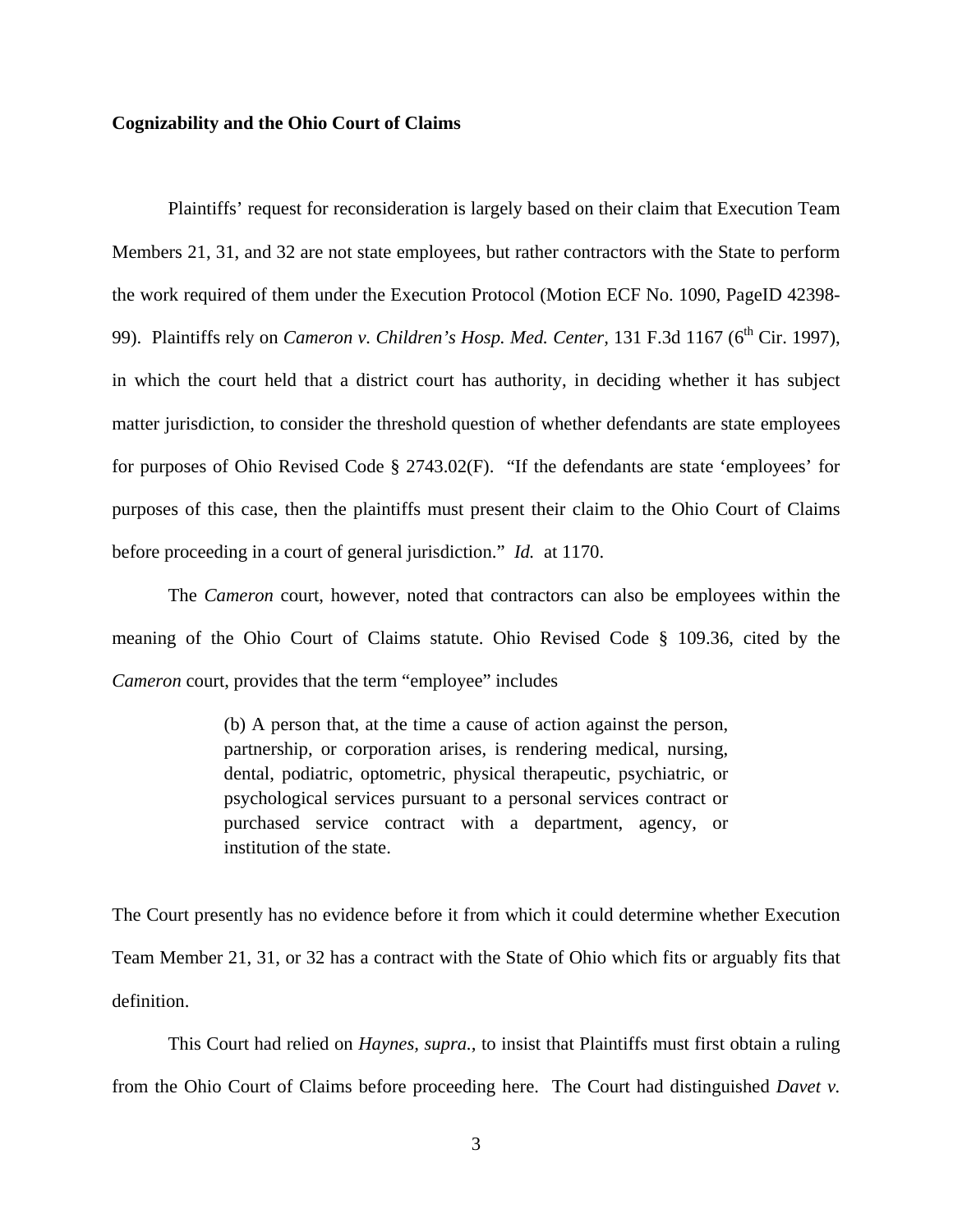**Cognizability and the Ohio Court of Claims**

Plaintiffs' request for reconsideration is largely based on their claim that Execution Team Members 21, 31, and 32 are not state employees, but rather contractors with the State to perform the work required of them under the Execution Protocol (Motion ECF No. 1090, PageID 42398-99). Plaintiffs rely on *Cameron v. Children's Hosp. Med. Center*, 131 F.3d 1167 (6th Cir. 1997), in which the court held that a district court has authority, in deciding whether it has subject matter jurisdiction, to consider the threshold question of whether defendants are state employees for purposes of Ohio Revised Code § 2743.02(F). "If the defendants are state 'employees' for purposes of this case, then the plaintiffs must present their claim to the Ohio Court of Claims before proceeding in a court of general jurisdiction." *Id.* at 1170.

The *Cameron* court, however, noted that contractors can also be employees within the meaning of the Ohio Court of Claims statute. Ohio Revised Code § 109.36, cited by the *Cameron* court, provides that the term "employee" includes

> (b) A person that, at the time a cause of action against the person, partnership, or corporation arises, is rendering medical, nursing, dental, podiatric, optometric, physical therapeutic, psychiatric, or psychological services pursuant to a personal services contract or purchased service contract with a department, agency, or institution of the state.

The Court presently has no evidence before it from which it could determine whether Execution Team Member 21, 31, or 32 has a contract with the State of Ohio which fits or arguably fits that definition.

This Court had relied on *Haynes*, *supra.*, to insist that Plaintiffs must first obtain a ruling from the Ohio Court of Claims before proceeding here. The Court had distinguished *Davet v.*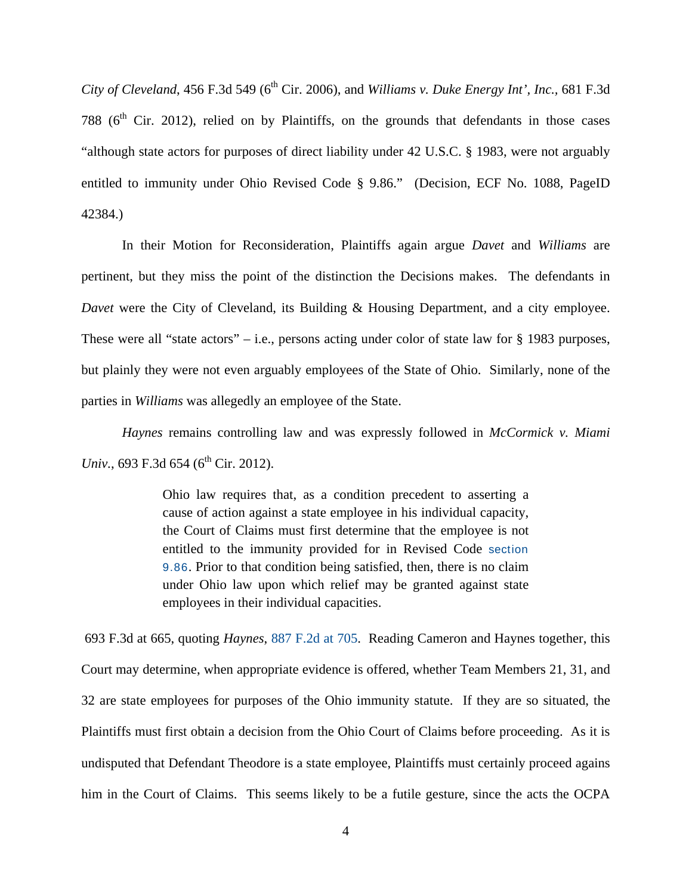*City of Cleveland*, 456 F.3d 549 (6th Cir. 2006), and *Williams v. Duke Energy Int', Inc.*, 681 F.3d 788 (6th Cir. 2012), relied on by Plaintiffs, on the grounds that defendants in those cases "although state actors for purposes of direct liability under 42 U.S.C. § 1983, were not arguably entitled to immunity under Ohio Revised Code § 9.86." (Decision, ECF No. 1088, PageID 42384.)

In their Motion for Reconsideration, Plaintiffs again argue *Davet* and *Williams* are pertinent, but they miss the point of the distinction the Decisions makes. The defendants in *Davet* were the City of Cleveland, its Building & Housing Department, and a city employee. These were all "state actors" – i.e., persons acting under color of state law for § 1983 purposes, but plainly they were not even arguably employees of the State of Ohio. Similarly, none of the parties in *Williams* was allegedly an employee of the State.

*Haynes* remains controlling law and was expressly followed in *McCormick v. Miami Univ.*, 693 F.3d 654 (6th Cir. 2012).

> Ohio law requires that, as a condition precedent to asserting a cause of action against a state employee in his individual capacity, the Court of Claims must first determine that the employee is not entitled to the immunity provided for in Revised Code section 9.86. Prior to that condition being satisfied, then, there is no claim under Ohio law upon which relief may be granted against state employees in their individual capacities.

693 F.3d at 665, quoting *Haynes*, 887 F.2d at 705. Reading Cameron and Haynes together, this Court may determine, when appropriate evidence is offered, whether Team Members 21, 31, and 32 are state employees for purposes of the Ohio immunity statute. If they are so situated, the Plaintiffs must first obtain a decision from the Ohio Court of Claims before proceeding. As it is undisputed that Defendant Theodore is a state employee, Plaintiffs must certainly proceed agains him in the Court of Claims. This seems likely to be a futile gesture, since the acts the OCPA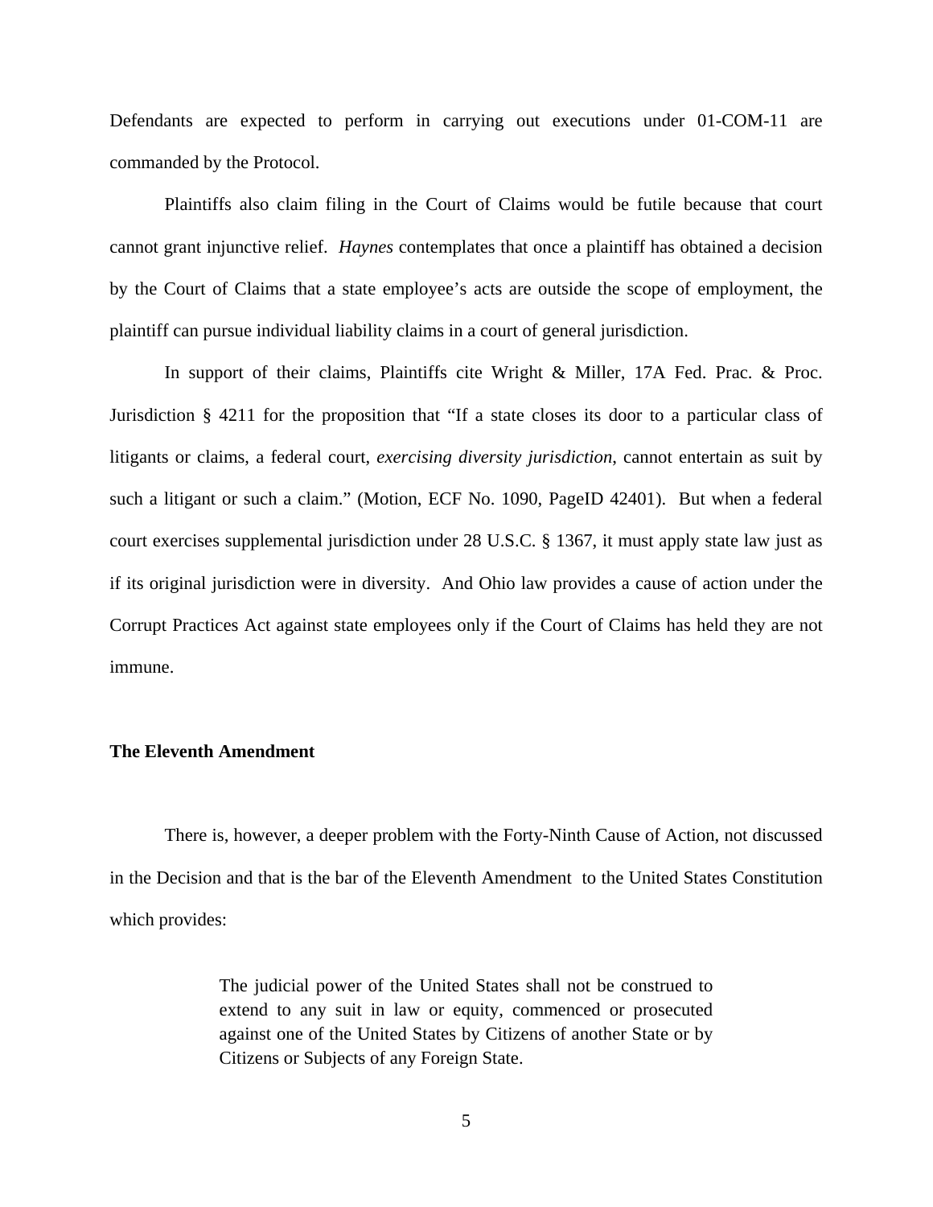Defendants are expected to perform in carrying out executions under 01-COM-11 are commanded by the Protocol.

Plaintiffs also claim filing in the Court of Claims would be futile because that court cannot grant injunctive relief. *Haynes* contemplates that once a plaintiff has obtained a decision by the Court of Claims that a state employee's acts are outside the scope of employment, the plaintiff can pursue individual liability claims in a court of general jurisdiction.

In support of their claims, Plaintiffs cite Wright & Miller, 17A Fed. Prac. & Proc. Jurisdiction § 4211 for the proposition that "If a state closes its door to a particular class of litigants or claims, a federal court, *exercising diversity jurisdiction*, cannot entertain as suit by such a litigant or such a claim." (Motion, ECF No. 1090, PageID 42401). But when a federal court exercises supplemental jurisdiction under 28 U.S.C. § 1367, it must apply state law just as if its original jurisdiction were in diversity. And Ohio law provides a cause of action under the Corrupt Practices Act against state employees only if the Court of Claims has held they are not immune.

**The Eleventh Amendment**

There is, however, a deeper problem with the Forty-Ninth Cause of Action, not discussed in the Decision and that is the bar of the Eleventh Amendment to the United States Constitution which provides:

> The judicial power of the United States shall not be construed to extend to any suit in law or equity, commenced or prosecuted against one of the United States by Citizens of another State or by Citizens or Subjects of any Foreign State.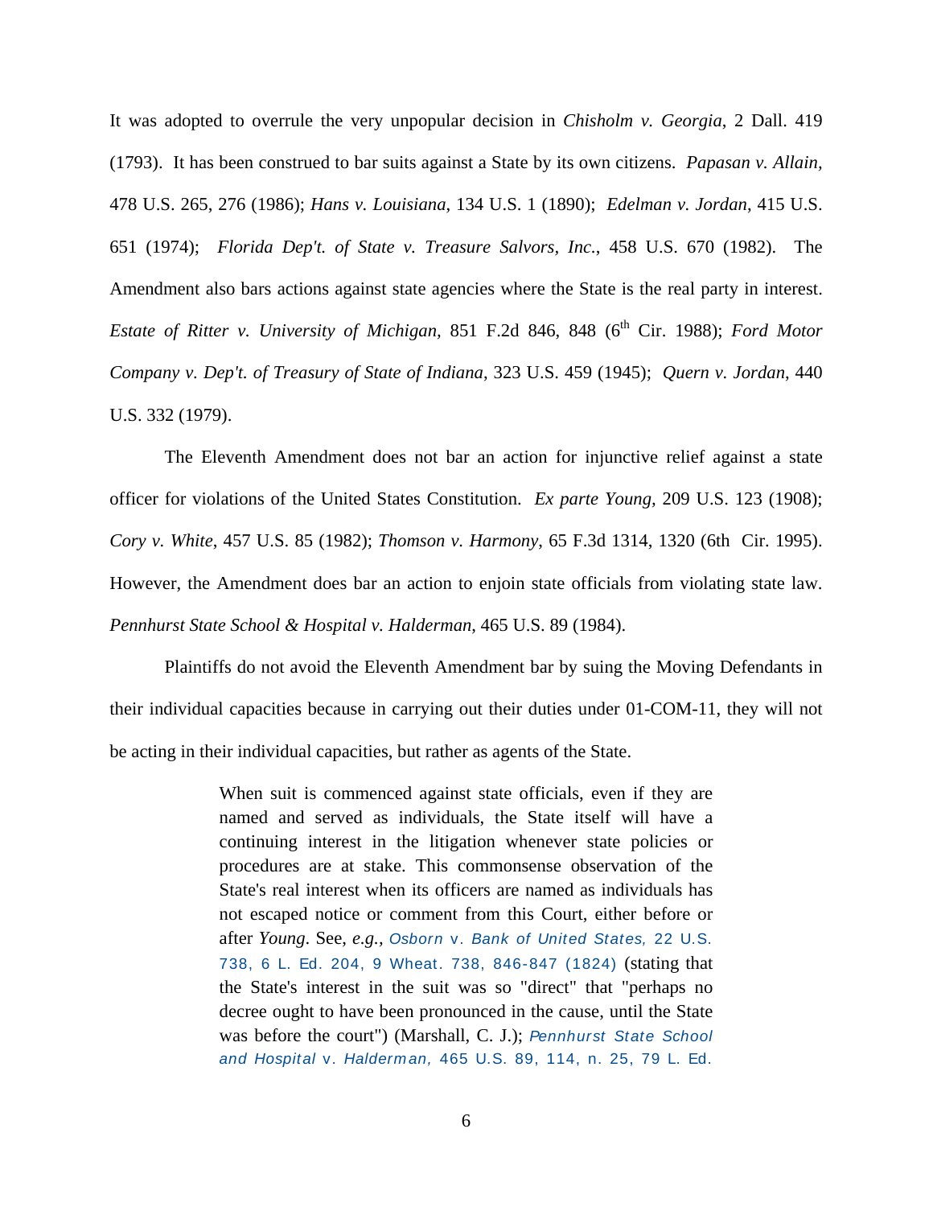It was adopted to overrule the very unpopular decision in *Chisholm v. Georgia*, 2 Dall. 419 (1793). It has been construed to bar suits against a State by its own citizens. *Papasan v. Allain*, 478 U.S. 265, 276 (1986); *Hans v. Louisiana*, 134 U.S. 1 (1890); *Edelman v. Jordan*, 415 U.S. 651 (1974); *Florida Dep't. of State v. Treasure Salvors, Inc.*, 458 U.S. 670 (1982). The Amendment also bars actions against state agencies where the State is the real party in interest. *Estate of Ritter v. University of Michigan*, 851 F.2d 846, 848 (6th Cir. 1988); *Ford Motor Company v. Dep't. of Treasury of State of Indiana*, 323 U.S. 459 (1945); *Quern v. Jordan*, 440 U.S. 332 (1979).

The Eleventh Amendment does not bar an action for injunctive relief against a state officer for violations of the United States Constitution. *Ex parte Young*, 209 U.S. 123 (1908); *Cory v. White*, 457 U.S. 85 (1982); *Thomson v. Harmony*, 65 F.3d 1314, 1320 (6th Cir. 1995). However, the Amendment does bar an action to enjoin state officials from violating state law. *Pennhurst State School & Hospital v. Halderman*, 465 U.S. 89 (1984).

Plaintiffs do not avoid the Eleventh Amendment bar by suing the Moving Defendants in their individual capacities because in carrying out their duties under 01-COM-11, they will not be acting in their individual capacities, but rather as agents of the State.

> When suit is commenced against state officials, even if they are named and served as individuals, the State itself will have a continuing interest in the litigation whenever state policies or procedures are at stake. This commonsense observation of the State's real interest when its officers are named as individuals has not escaped notice or comment from this Court, either before or after *Young*. See, *e.g.*, *Osborn v. Bank of United States*, 22 U.S. 738, 6 L. Ed. 204, 9 Wheat. 738, 846-847 (1824) (stating that the State's interest in the suit was so "direct" that "perhaps no decree ought to have been pronounced in the cause, until the State was before the court") (Marshall, C. J.); *Pennhurst State School and Hospital v. Halderman*, 465 U.S. 89, 114, n. 25, 79 L. Ed.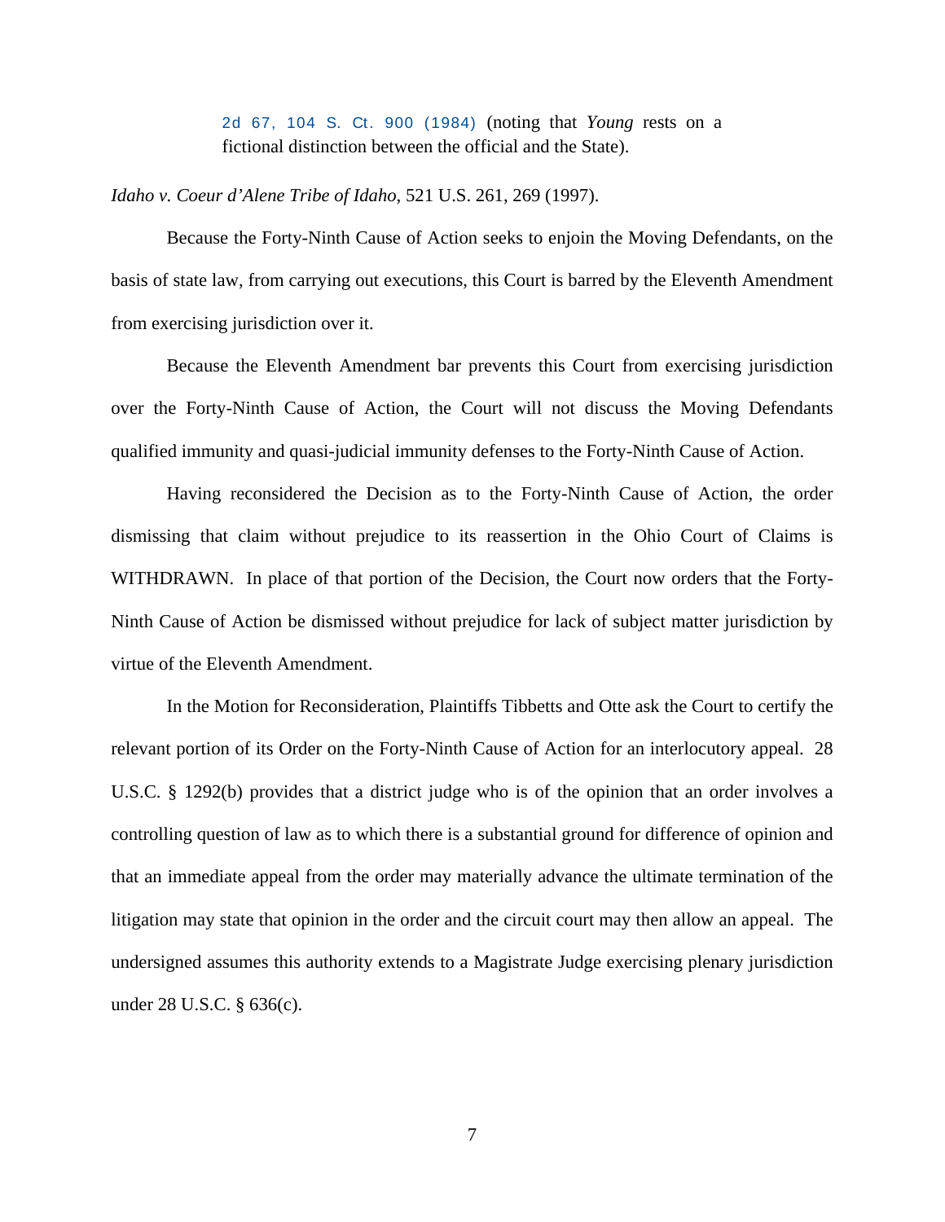> 2d 67, 104 S. Ct. 900 (1984) (noting that *Young* rests on a fictional distinction between the official and the State).

*Idaho v. Coeur d'Alene Tribe of Idaho*, 521 U.S. 261, 269 (1997).

Because the Forty-Ninth Cause of Action seeks to enjoin the Moving Defendants, on the basis of state law, from carrying out executions, this Court is barred by the Eleventh Amendment from exercising jurisdiction over it.

Because the Eleventh Amendment bar prevents this Court from exercising jurisdiction over the Forty-Ninth Cause of Action, the Court will not discuss the Moving Defendants qualified immunity and quasi-judicial immunity defenses to the Forty-Ninth Cause of Action.

Having reconsidered the Decision as to the Forty-Ninth Cause of Action, the order dismissing that claim without prejudice to its reassertion in the Ohio Court of Claims is WITHDRAWN. In place of that portion of the Decision, the Court now orders that the Forty-Ninth Cause of Action be dismissed without prejudice for lack of subject matter jurisdiction by virtue of the Eleventh Amendment.

In the Motion for Reconsideration, Plaintiffs Tibbetts and Otte ask the Court to certify the relevant portion of its Order on the Forty-Ninth Cause of Action for an interlocutory appeal. 28 U.S.C. § 1292(b) provides that a district judge who is of the opinion that an order involves a controlling question of law as to which there is a substantial ground for difference of opinion and that an immediate appeal from the order may materially advance the ultimate termination of the litigation may state that opinion in the order and the circuit court may then allow an appeal. The undersigned assumes this authority extends to a Magistrate Judge exercising plenary jurisdiction under 28 U.S.C. § 636(c).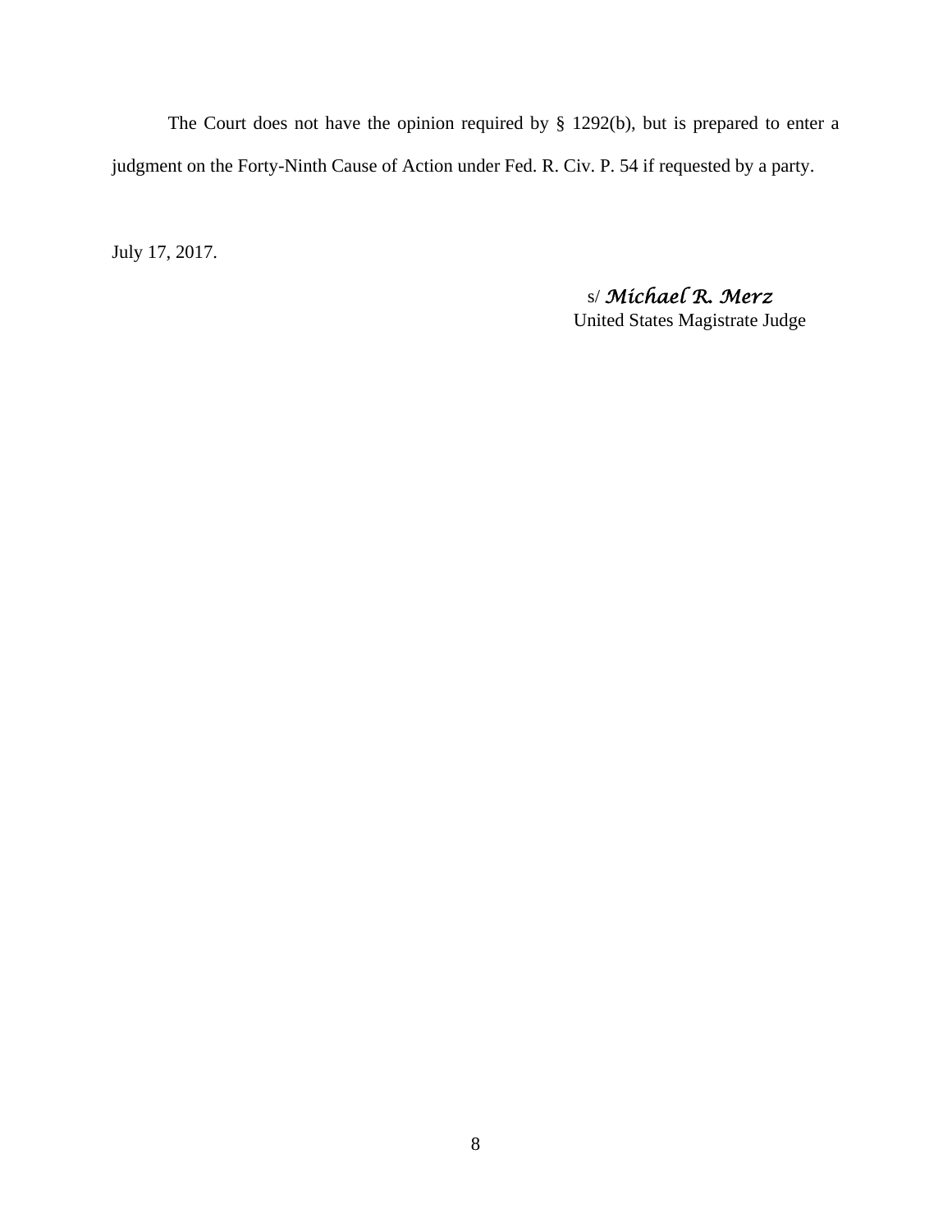The Court does not have the opinion required by § 1292(b), but is prepared to enter a judgment on the Forty-Ninth Cause of Action under Fed. R. Civ. P. 54 if requested by a party.

July 17, 2017.

s/ *Michael R. Merz*
United States Magistrate Judge